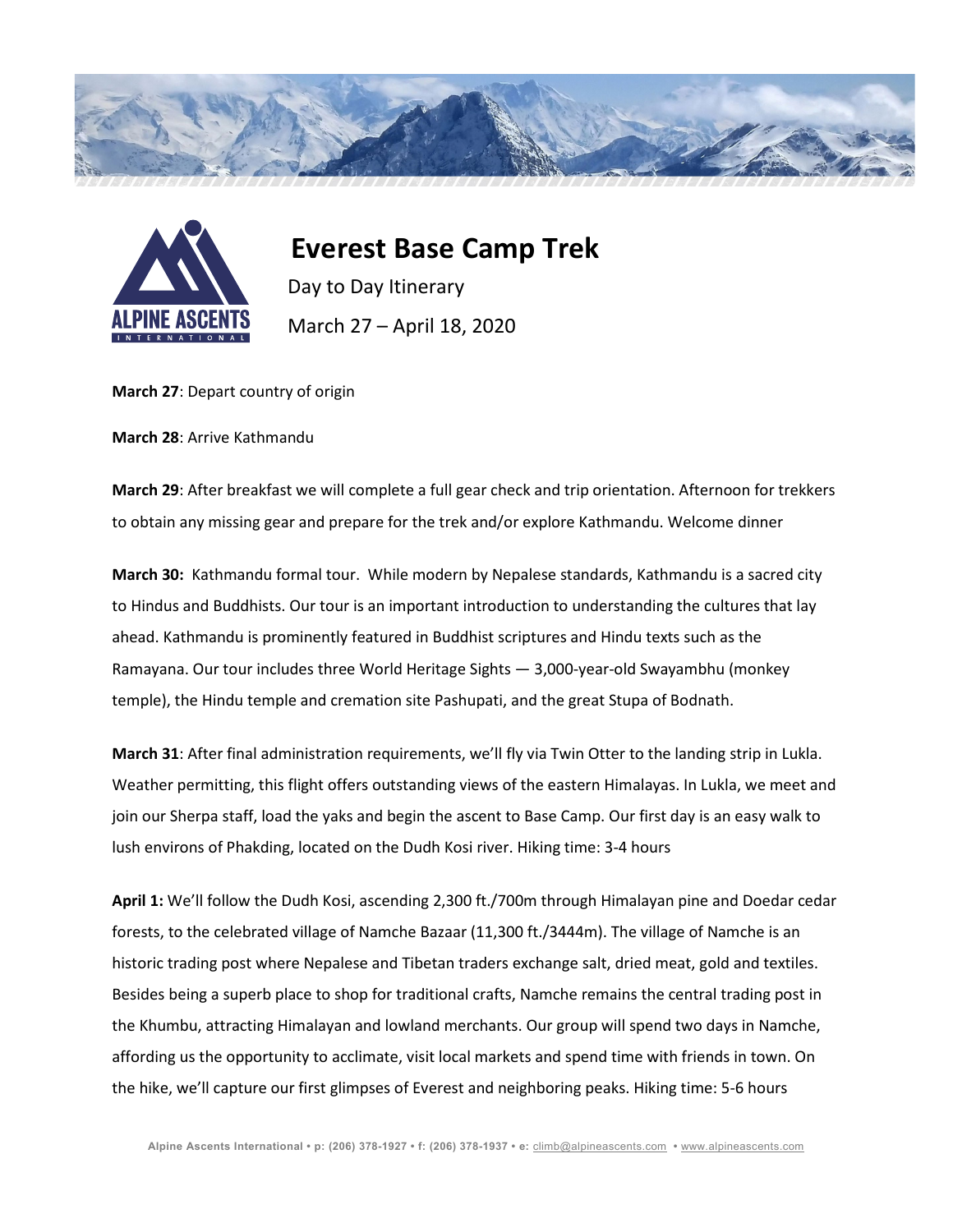# Everest Base Camp Trek

Day to Day Itinerary

March 27 – April 18, 2020

**March 27**: Depart country of origin

**March 28**: Arrive Kathmandu

**March 29**: After breakfast we will complete a full gear check and trip orientation. Afternoon for trekkers to obtain any missing gear and prepare for the trek and/or explore Kathmandu. Welcome dinner

**March 30:** Kathmandu formal tour. While modern by Nepalese standards, Kathmandu is a sacred city to Hindus and Buddhists. Our tour is an important introduction to understanding the cultures that lay ahead. Kathmandu is prominently featured in Buddhist scriptures and Hindu texts such as the Ramayana. Our tour includes three World Heritage Sights — 3,000-year-old Swayambhu (monkey temple), the Hindu temple and cremation site Pashupati, and the great Stupa of Bodnath.

**March 31**: After final administration requirements, we'll fly via Twin Otter to the landing strip in Lukla. Weather permitting, this flight offers outstanding views of the eastern Himalayas. In Lukla, we meet and join our Sherpa staff, load the yaks and begin the ascent to Base Camp. Our first day is an easy walk to lush environs of Phakding, located on the Dudh Kosi river. Hiking time: 3-4 hours

**April 1:** We'll follow the Dudh Kosi, ascending 2,300 ft./700m through Himalayan pine and Doedar cedar forests, to the celebrated village of Namche Bazaar (11,300 ft./3444m). The village of Namche is an historic trading post where Nepalese and Tibetan traders exchange salt, dried meat, gold and textiles. Besides being a superb place to shop for traditional crafts, Namche remains the central trading post in the Khumbu, attracting Himalayan and lowland merchants. Our group will spend two days in Namche, affording us the opportunity to acclimate, visit local markets and spend time with friends in town. On the hike, we'll capture our first glimpses of Everest and neighboring peaks. Hiking time: 5-6 hours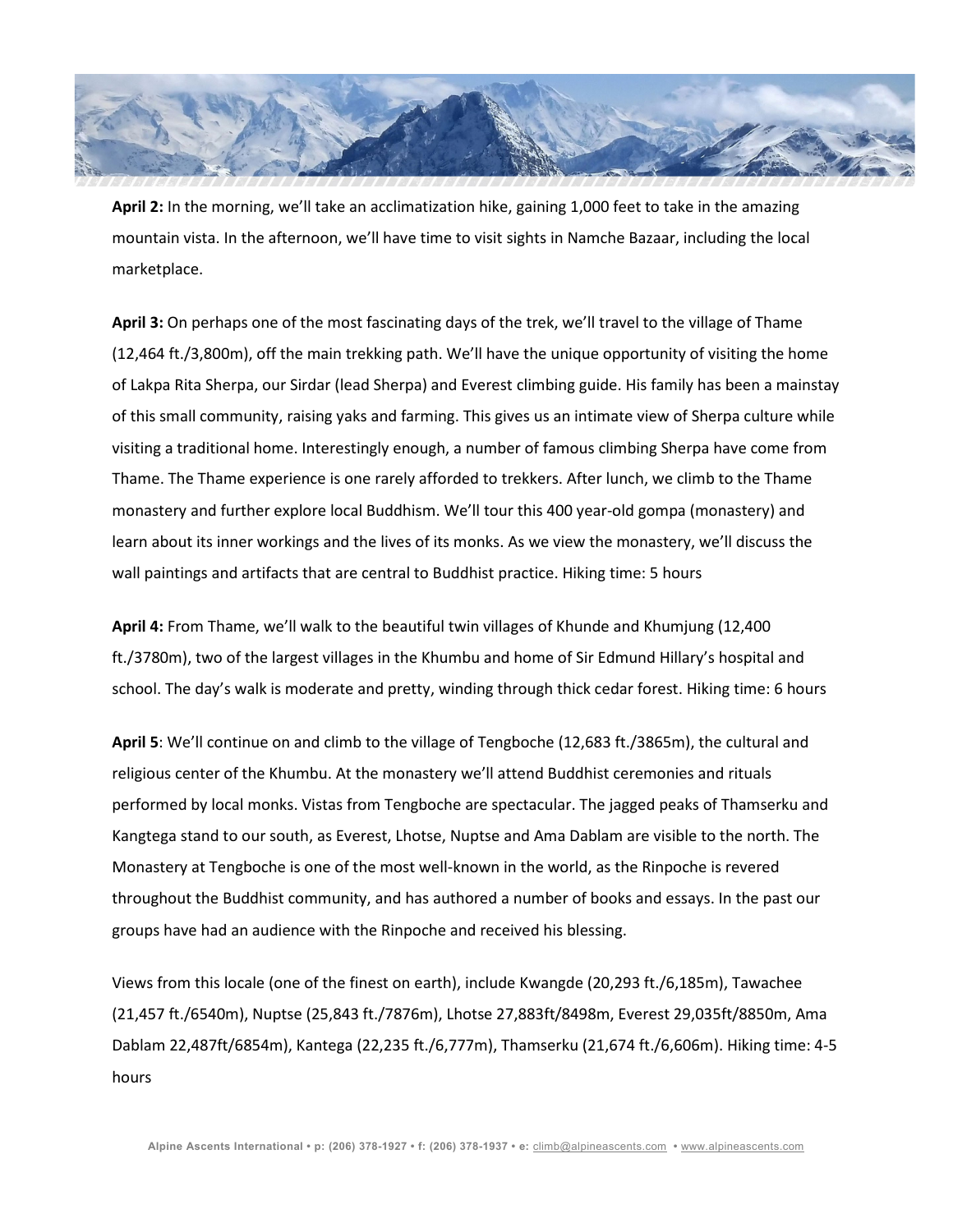**April 2:** In the morning, we'll take an acclimatization hike, gaining 1,000 feet to take in the amazing mountain vista. In the afternoon, we'll have time to visit sights in Namche Bazaar, including the local marketplace.

**April 3:** On perhaps one of the most fascinating days of the trek, we'll travel to the village of Thame (12,464 ft./3,800m), off the main trekking path. We'll have the unique opportunity of visiting the home of Lakpa Rita Sherpa, our Sirdar (lead Sherpa) and Everest climbing guide. His family has been a mainstay of this small community, raising yaks and farming. This gives us an intimate view of Sherpa culture while visiting a traditional home. Interestingly enough, a number of famous climbing Sherpa have come from Thame. The Thame experience is one rarely afforded to trekkers. After lunch, we climb to the Thame monastery and further explore local Buddhism. We'll tour this 400 year-old gompa (monastery) and learn about its inner workings and the lives of its monks. As we view the monastery, we'll discuss the wall paintings and artifacts that are central to Buddhist practice. Hiking time: 5 hours

**April 4:** From Thame, we'll walk to the beautiful twin villages of Khunde and Khumjung (12,400 ft./3780m), two of the largest villages in the Khumbu and home of Sir Edmund Hillary's hospital and school. The day's walk is moderate and pretty, winding through thick cedar forest. Hiking time: 6 hours

**April 5**: We'll continue on and climb to the village of Tengboche (12,683 ft./3865m), the cultural and religious center of the Khumbu. At the monastery we'll attend Buddhist ceremonies and rituals performed by local monks. Vistas from Tengboche are spectacular. The jagged peaks of Thamserku and Kangtega stand to our south, as Everest, Lhotse, Nuptse and Ama Dablam are visible to the north. The Monastery at Tengboche is one of the most well-known in the world, as the Rinpoche is revered throughout the Buddhist community, and has authored a number of books and essays. In the past our groups have had an audience with the Rinpoche and received his blessing.

Views from this locale (one of the finest on earth), include Kwangde (20,293 ft./6,185m), Tawachee (21,457 ft./6540m), Nuptse (25,843 ft./7876m), Lhotse 27,883ft/8498m, Everest 29,035ft/8850m, Ama Dablam 22,487ft/6854m), Kantega (22,235 ft./6,777m), Thamserku (21,674 ft./6,606m). Hiking time: 4-5 hours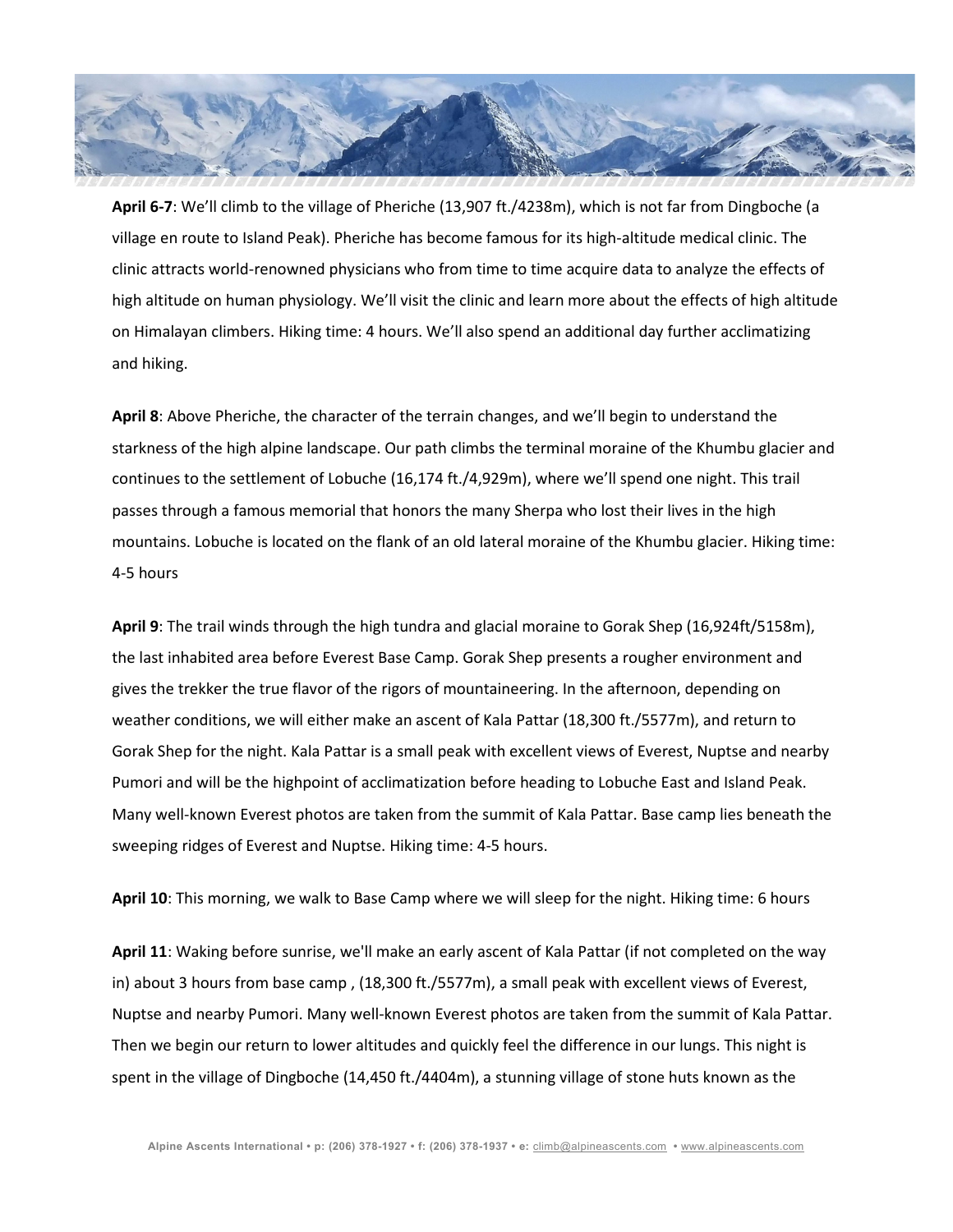**April 6-7**: We'll climb to the village of Pheriche (13,907 ft./4238m), which is not far from Dingboche (a village en route to Island Peak). Pheriche has become famous for its high-altitude medical clinic. The clinic attracts world-renowned physicians who from time to time acquire data to analyze the effects of high altitude on human physiology. We'll visit the clinic and learn more about the effects of high altitude on Himalayan climbers. Hiking time: 4 hours. We'll also spend an additional day further acclimatizing and hiking.

**April 8**: Above Pheriche, the character of the terrain changes, and we'll begin to understand the starkness of the high alpine landscape. Our path climbs the terminal moraine of the Khumbu glacier and continues to the settlement of Lobuche (16,174 ft./4,929m), where we'll spend one night. This trail passes through a famous memorial that honors the many Sherpa who lost their lives in the high mountains. Lobuche is located on the flank of an old lateral moraine of the Khumbu glacier. Hiking time: 4-5 hours

**April 9**: The trail winds through the high tundra and glacial moraine to Gorak Shep (16,924ft/5158m), the last inhabited area before Everest Base Camp. Gorak Shep presents a rougher environment and gives the trekker the true flavor of the rigors of mountaineering. In the afternoon, depending on weather conditions, we will either make an ascent of Kala Pattar (18,300 ft./5577m), and return to Gorak Shep for the night. Kala Pattar is a small peak with excellent views of Everest, Nuptse and nearby Pumori and will be the highpoint of acclimatization before heading to Lobuche East and Island Peak. Many well-known Everest photos are taken from the summit of Kala Pattar. Base camp lies beneath the sweeping ridges of Everest and Nuptse. Hiking time: 4-5 hours.

**April 10**: This morning, we walk to Base Camp where we will sleep for the night. Hiking time: 6 hours

**April 11**: Waking before sunrise, we'll make an early ascent of Kala Pattar (if not completed on the way in) about 3 hours from base camp , (18,300 ft./5577m), a small peak with excellent views of Everest, Nuptse and nearby Pumori. Many well-known Everest photos are taken from the summit of Kala Pattar. Then we begin our return to lower altitudes and quickly feel the difference in our lungs. This night is spent in the village of Dingboche (14,450 ft./4404m), a stunning village of stone huts known as the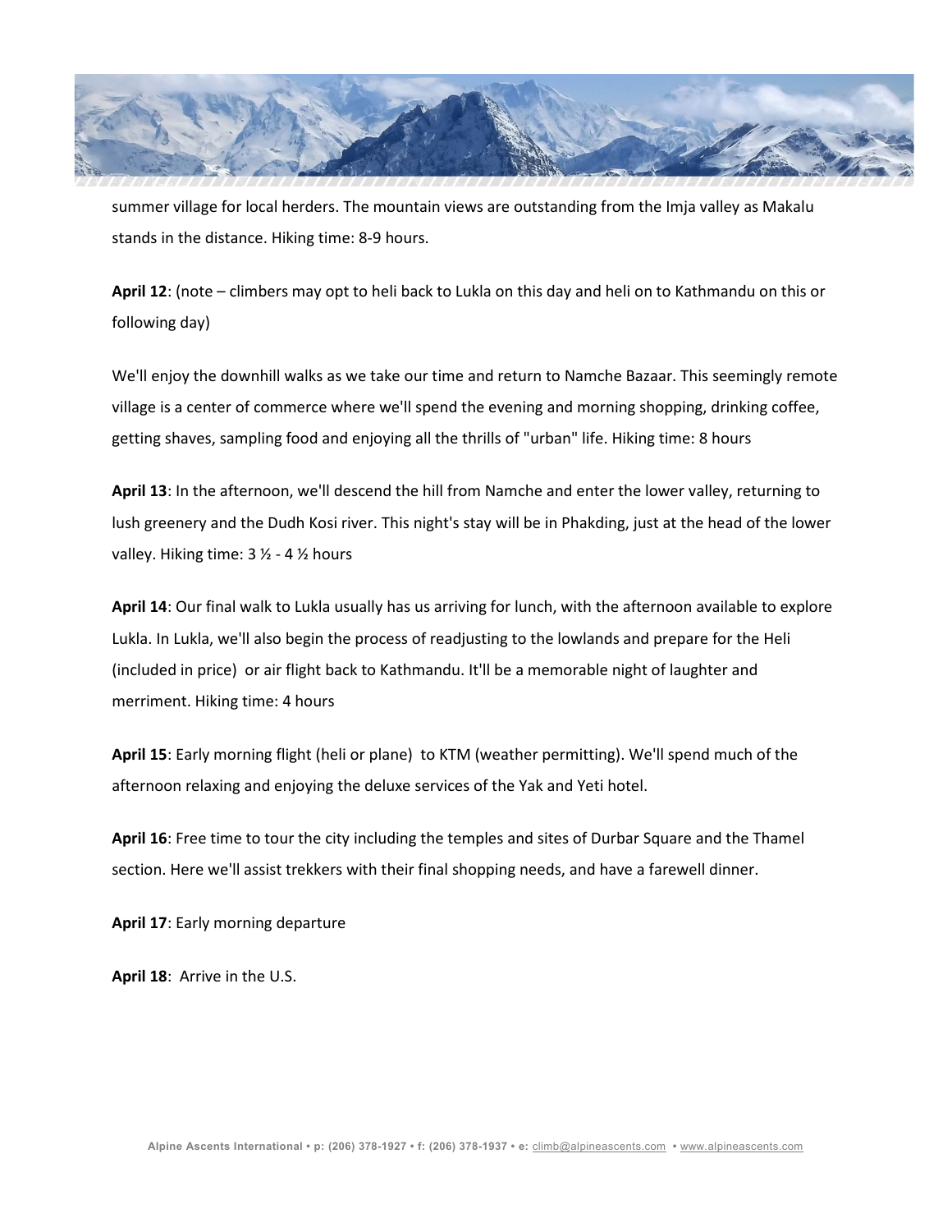summer village for local herders. The mountain views are outstanding from the Imja valley as Makalu stands in the distance. Hiking time: 8-9 hours.

**April 12**: (note – climbers may opt to heli back to Lukla on this day and heli on to Kathmandu on this or following day)

We'll enjoy the downhill walks as we take our time and return to Namche Bazaar. This seemingly remote village is a center of commerce where we'll spend the evening and morning shopping, drinking coffee, getting shaves, sampling food and enjoying all the thrills of "urban" life. Hiking time: 8 hours

**April 13**: In the afternoon, we'll descend the hill from Namche and enter the lower valley, returning to lush greenery and the Dudh Kosi river. This night's stay will be in Phakding, just at the head of the lower valley. Hiking time: 3 ½ - 4 ½ hours

**April 14**: Our final walk to Lukla usually has us arriving for lunch, with the afternoon available to explore Lukla. In Lukla, we'll also begin the process of readjusting to the lowlands and prepare for the Heli (included in price) or air flight back to Kathmandu. It'll be a memorable night of laughter and merriment. Hiking time: 4 hours

**April 15**: Early morning flight (heli or plane) to KTM (weather permitting). We'll spend much of the afternoon relaxing and enjoying the deluxe services of the Yak and Yeti hotel.

**April 16**: Free time to tour the city including the temples and sites of Durbar Square and the Thamel section. Here we'll assist trekkers with their final shopping needs, and have a farewell dinner.

**April 17**: Early morning departure

**April 18**: Arrive in the U.S.